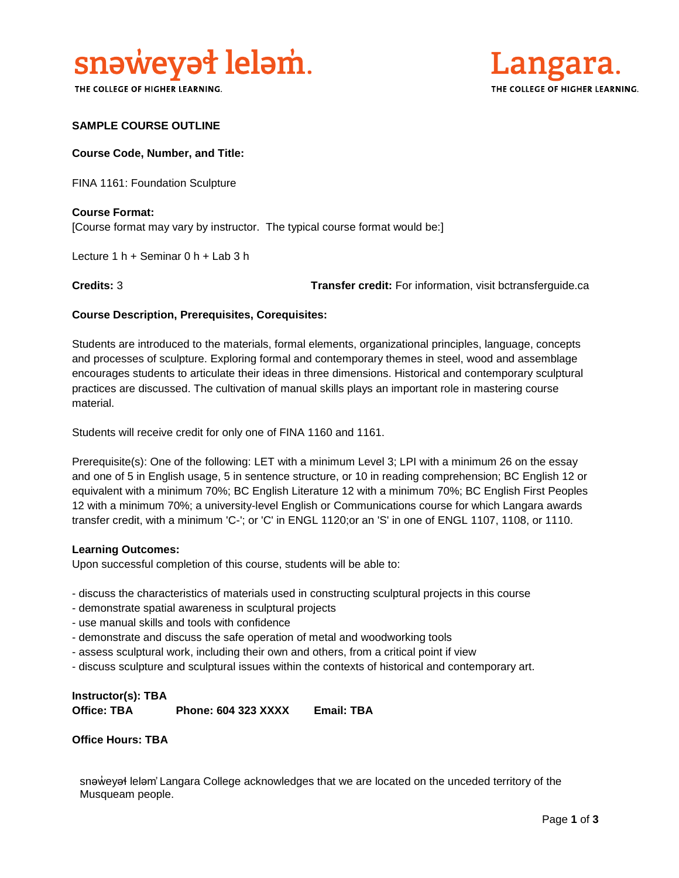snəw̓eyəɬ leləm̓.
THE COLLEGE OF HIGHER LEARNING.

Langara.
THE COLLEGE OF HIGHER LEARNING.

**SAMPLE COURSE OUTLINE**

**Course Code, Number, and Title:**

FINA 1161: Foundation Sculpture

**Course Format:**
[Course format may vary by instructor. The typical course format would be:]

Lecture 1 h + Seminar 0 h + Lab 3 h

**Credits:** 3 **Transfer credit:** For information, visit bctransferguide.ca

**Course Description, Prerequisites, Corequisites:**

Students are introduced to the materials, formal elements, organizational principles, language, concepts and processes of sculpture. Exploring formal and contemporary themes in steel, wood and assemblage encourages students to articulate their ideas in three dimensions. Historical and contemporary sculptural practices are discussed. The cultivation of manual skills plays an important role in mastering course material.

Students will receive credit for only one of FINA 1160 and 1161.

Prerequisite(s): One of the following: LET with a minimum Level 3; LPI with a minimum 26 on the essay and one of 5 in English usage, 5 in sentence structure, or 10 in reading comprehension; BC English 12 or equivalent with a minimum 70%; BC English Literature 12 with a minimum 70%; BC English First Peoples 12 with a minimum 70%; a university-level English or Communications course for which Langara awards transfer credit, with a minimum 'C-'; or 'C' in ENGL 1120;or an 'S' in one of ENGL 1107, 1108, or 1110.

**Learning Outcomes:**
Upon successful completion of this course, students will be able to:

- discuss the characteristics of materials used in constructing sculptural projects in this course
- demonstrate spatial awareness in sculptural projects
- use manual skills and tools with confidence
- demonstrate and discuss the safe operation of metal and woodworking tools
- assess sculptural work, including their own and others, from a critical point if view
- discuss sculpture and sculptural issues within the contexts of historical and contemporary art.

**Instructor(s): TBA**
**Office: TBA** **Phone: 604 323 XXXX** **Email: TBA**

**Office Hours: TBA**

snəw̓eyəɬ leləm̓ Langara College acknowledges that we are located on the unceded territory of the Musqueam people.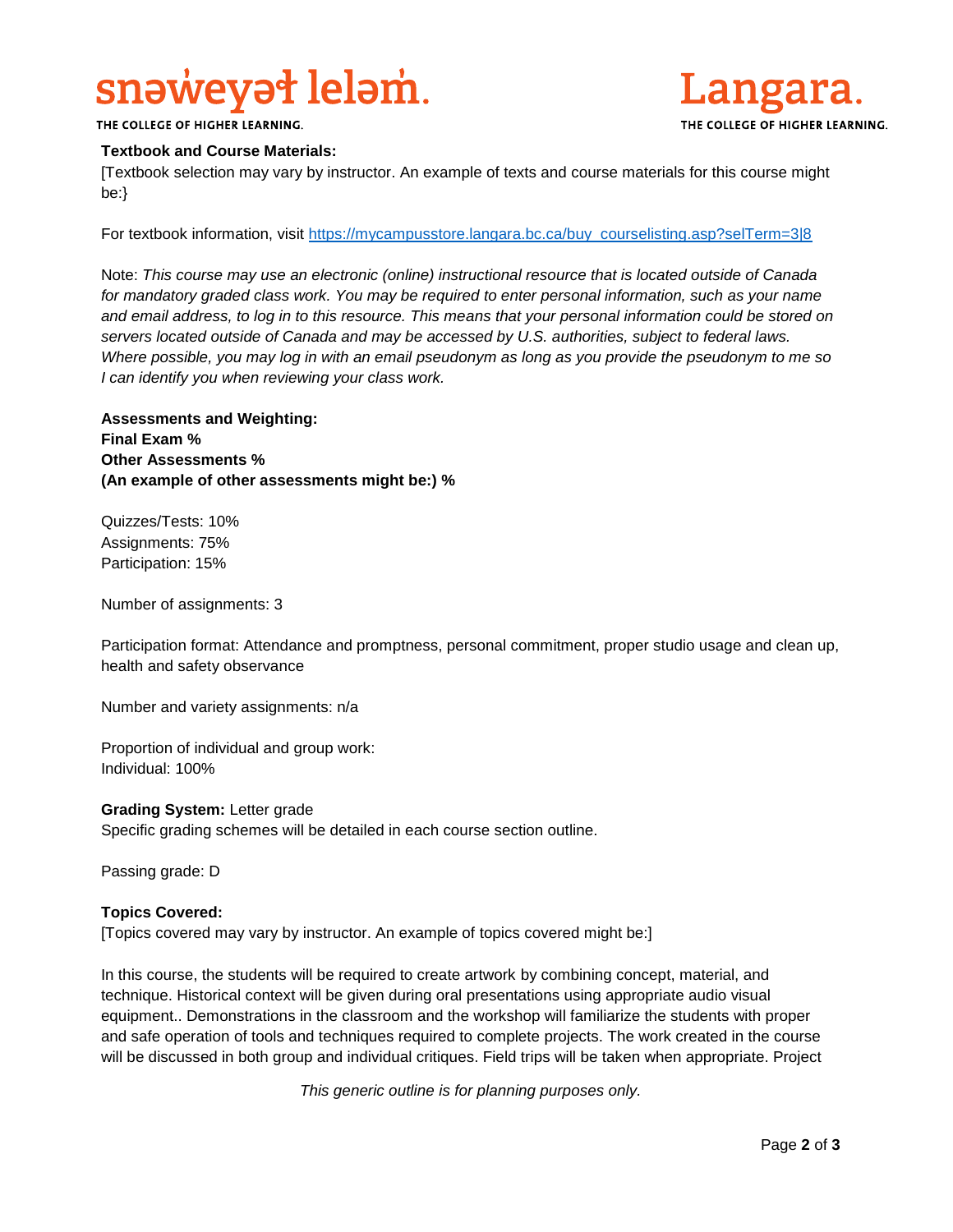**Textbook and Course Materials:**

[Textbook selection may vary by instructor. An example of texts and course materials for this course might be:}

For textbook information, visit https://mycampusstore.langara.bc.ca/buy_courselisting.asp?selTerm=3|8

Note: *This course may use an electronic (online) instructional resource that is located outside of Canada for mandatory graded class work. You may be required to enter personal information, such as your name and email address, to log in to this resource. This means that your personal information could be stored on servers located outside of Canada and may be accessed by U.S. authorities, subject to federal laws. Where possible, you may log in with an email pseudonym as long as you provide the pseudonym to me so I can identify you when reviewing your class work.*

**Assessments and Weighting:**
**Final Exam %**
**Other Assessments %**
**(An example of other assessments might be:) %**

Quizzes/Tests: 10%
Assignments: 75%
Participation: 15%

Number of assignments: 3

Participation format: Attendance and promptness, personal commitment, proper studio usage and clean up, health and safety observance

Number and variety assignments: n/a

Proportion of individual and group work:
Individual: 100%

**Grading System:** Letter grade
Specific grading schemes will be detailed in each course section outline.

Passing grade: D

**Topics Covered:**

[Topics covered may vary by instructor. An example of topics covered might be:]

In this course, the students will be required to create artwork by combining concept, material, and technique. Historical context will be given during oral presentations using appropriate audio visual equipment.. Demonstrations in the classroom and the workshop will familiarize the students with proper and safe operation of tools and techniques required to complete projects. The work created in the course will be discussed in both group and individual critiques. Field trips will be taken when appropriate. Project

*This generic outline is for planning purposes only.*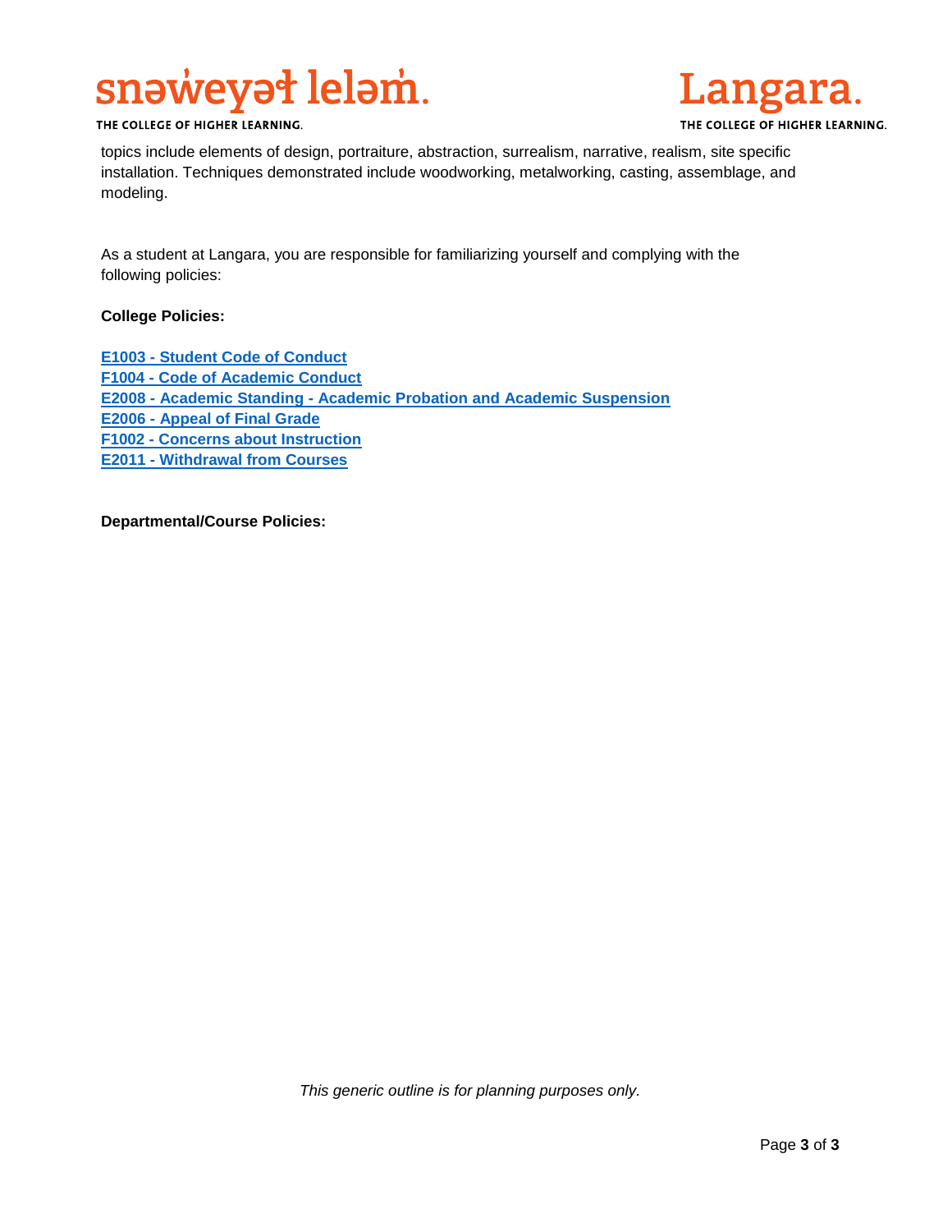topics include elements of design, portraiture, abstraction, surrealism, narrative, realism, site specific installation. Techniques demonstrated include woodworking, metalworking, casting, assemblage, and modeling.

As a student at Langara, you are responsible for familiarizing yourself and complying with the following policies:

**College Policies:**

**E1003 - Student Code of Conduct**
**F1004 - Code of Academic Conduct**
**E2008 - Academic Standing - Academic Probation and Academic Suspension**
**E2006 - Appeal of Final Grade**
**F1002 - Concerns about Instruction**
**E2011 - Withdrawal from Courses**

**Departmental/Course Policies:**

*This generic outline is for planning purposes only.*